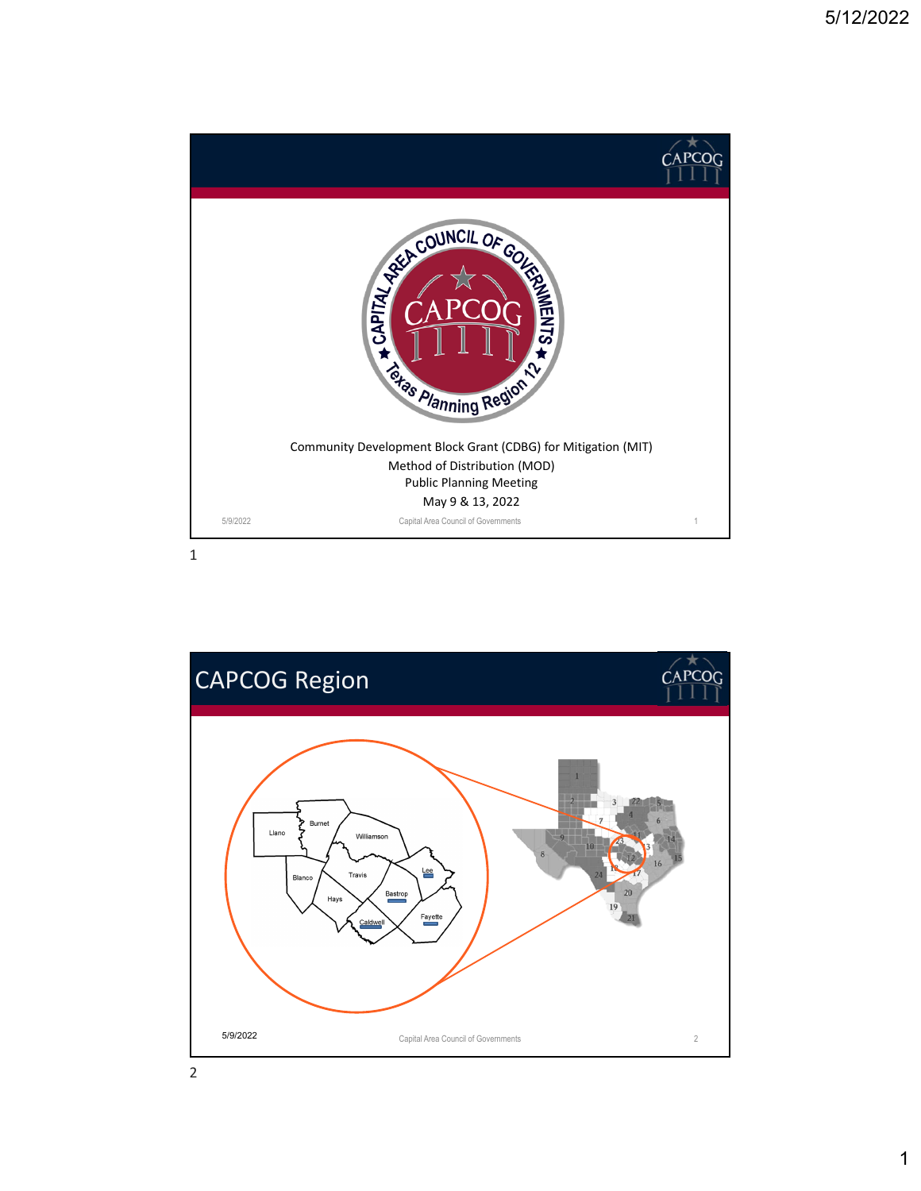Community Development Block Grant (CDBG) for Mitigation (MIT)
Method of Distribution (MOD)
Public Planning Meeting
May 9 & 13, 2022

# CAPCOG Region

Llano, Burnet, Williamson, Blanco, Travis, Lee, Hays, Bastrop, Caldwell, Fayette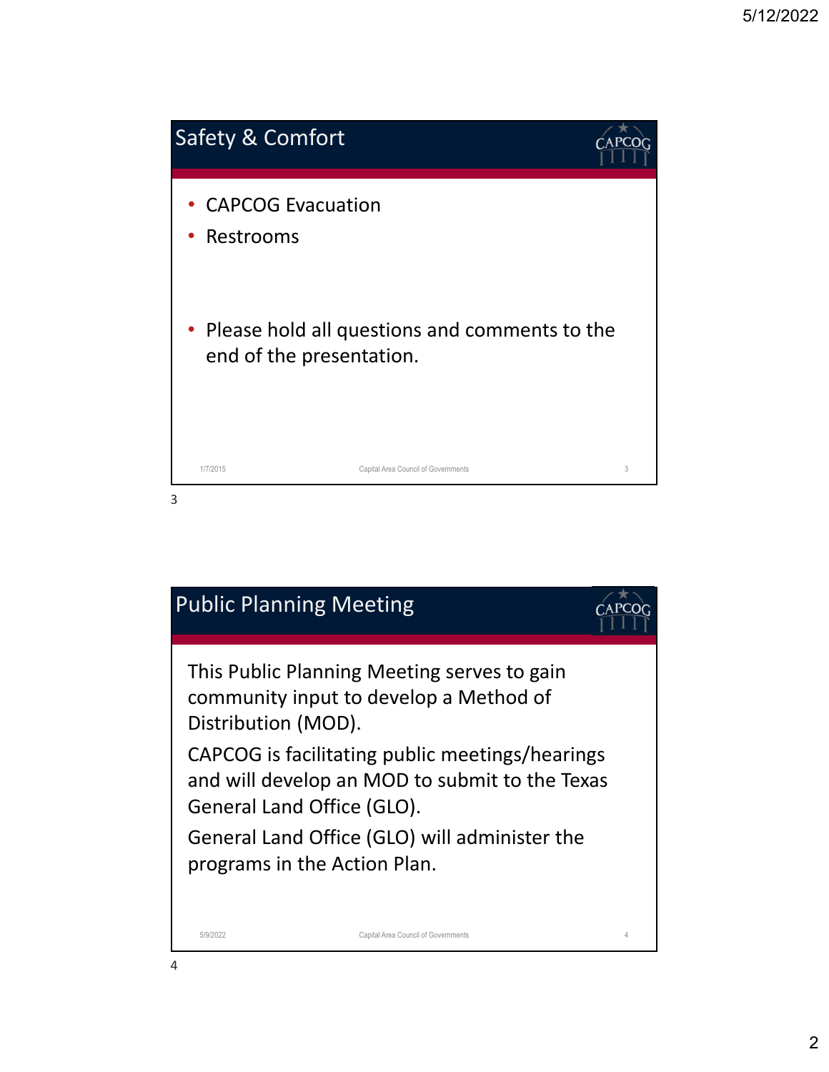## Safety & Comfort

- CAPCOG Evacuation
- Restrooms

- Please hold all questions and comments to the end of the presentation.

## Public Planning Meeting

This Public Planning Meeting serves to gain community input to develop a Method of Distribution (MOD).

CAPCOG is facilitating public meetings/hearings and will develop an MOD to submit to the Texas General Land Office (GLO).

General Land Office (GLO) will administer the programs in the Action Plan.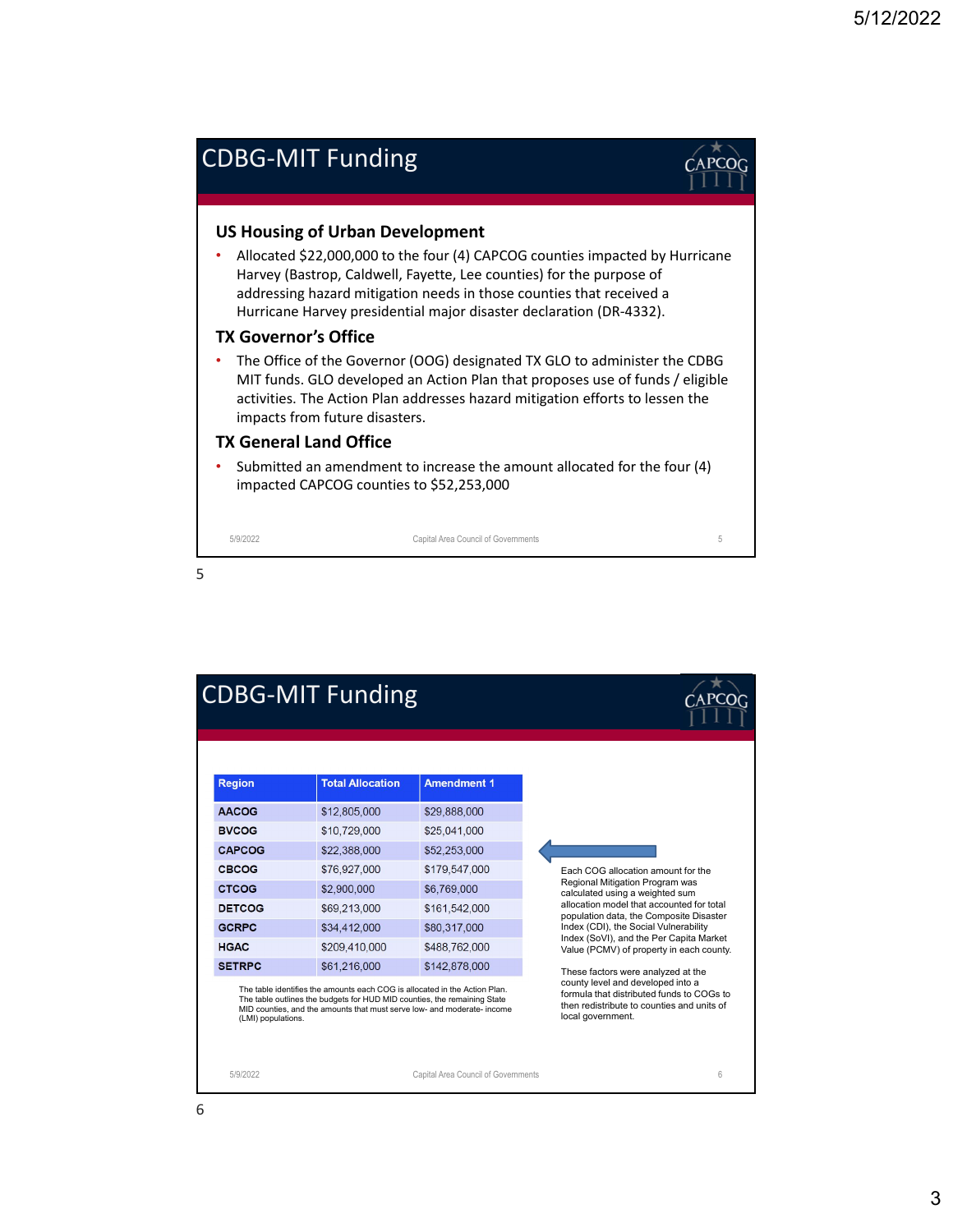## CDBG-MIT Funding

### US Housing of Urban Development

- Allocated $22,000,000 to the four (4) CAPCOG counties impacted by Hurricane Harvey (Bastrop, Caldwell, Fayette, Lee counties) for the purpose of addressing hazard mitigation needs in those counties that received a Hurricane Harvey presidential major disaster declaration (DR-4332).

### TX Governor's Office

- The Office of the Governor (OOG) designated TX GLO to administer the CDBG MIT funds. GLO developed an Action Plan that proposes use of funds / eligible activities. The Action Plan addresses hazard mitigation efforts to lessen the impacts from future disasters.

### TX General Land Office

- Submitted an amendment to increase the amount allocated for the four (4) impacted CAPCOG counties to $52,253,000

## CDBG-MIT Funding

| Region | Total Allocation | Amendment 1 |
| --- | --- | --- |
| AACOG | $12,805,000 | $29,888,000 |
| BVCOG | $10,729,000 | $25,041,000 |
| CAPCOG | $22,388,000 | $52,253,000 |
| CBCOG | $76,927,000 | $179,547,000 |
| CTCOG | $2,900,000 | $6,769,000 |
| DETCOG | $69,213,000 | $161,542,000 |
| GCRPC | $34,412,000 | $80,317,000 |
| HGAC | $209,410,000 | $488,762,000 |
| SETRPC | $61,216,000 | $142,878,000 |

The table identifies the amounts each COG is allocated in the Action Plan. The table outlines the budgets for HUD MID counties, the remaining State MID counties, and the amounts that must serve low- and moderate- income (LMI) populations.

Each COG allocation amount for the Regional Mitigation Program was calculated using a weighted sum allocation model that accounted for total population data, the Composite Disaster Index (CDI), the Social Vulnerability Index (SoVI), and the Per Capita Market Value (PCMV) of property in each county.

These factors were analyzed at the county level and developed into a formula that distributed funds to COGs to then redistribute to counties and units of local government.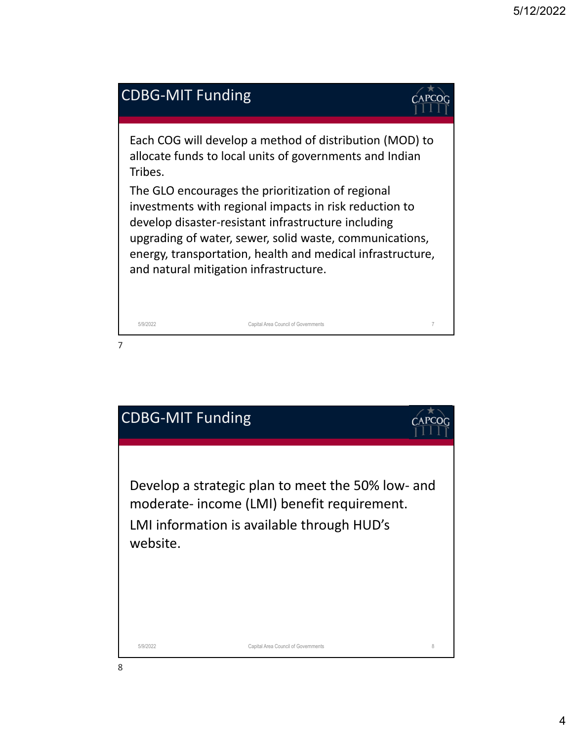## CDBG-MIT Funding

Each COG will develop a method of distribution (MOD) to allocate funds to local units of governments and Indian Tribes.

The GLO encourages the prioritization of regional investments with regional impacts in risk reduction to develop disaster-resistant infrastructure including upgrading of water, sewer, solid waste, communications, energy, transportation, health and medical infrastructure, and natural mitigation infrastructure.

## CDBG-MIT Funding

Develop a strategic plan to meet the 50% low- and moderate- income (LMI) benefit requirement.

LMI information is available through HUD's website.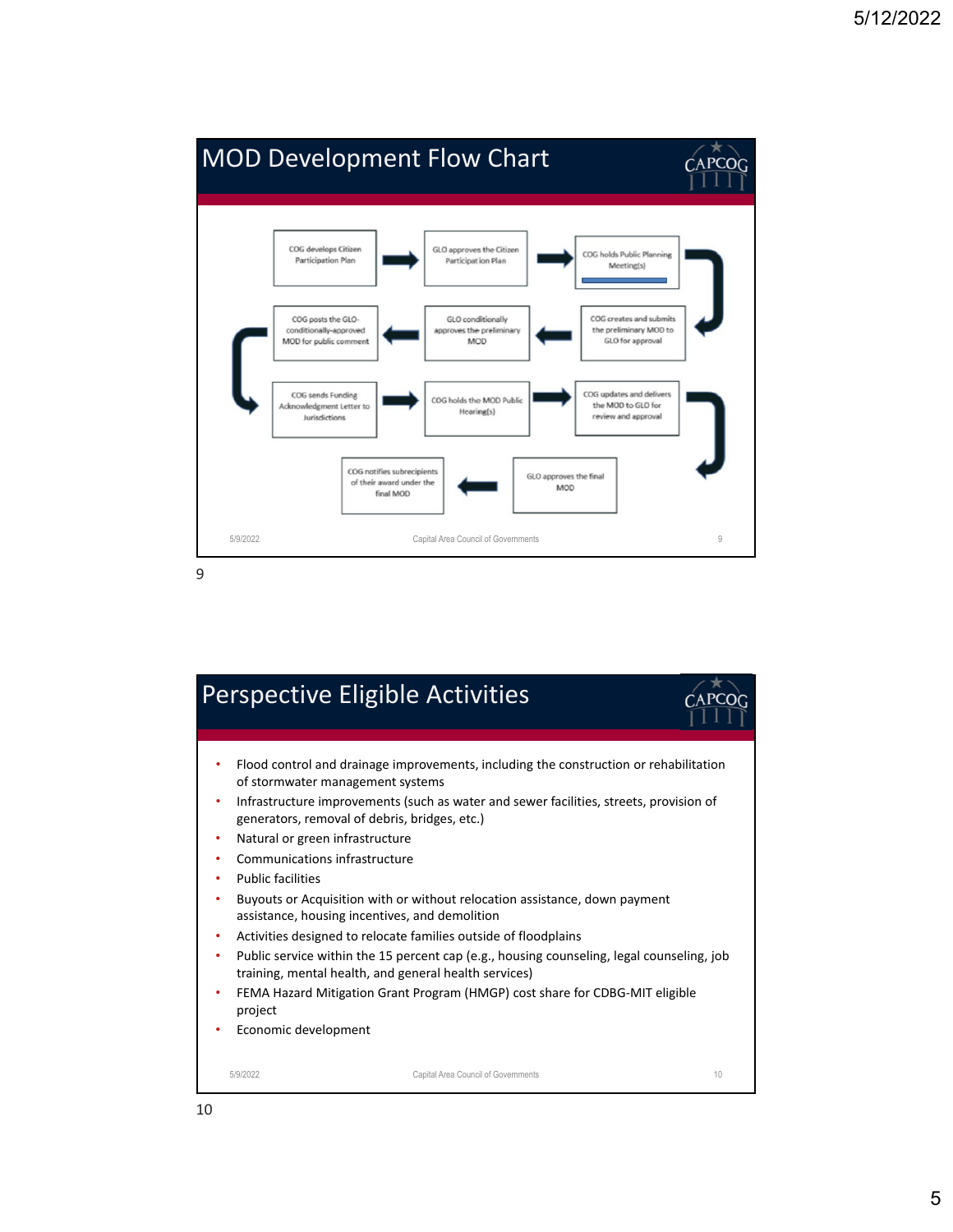## MOD Development Flow Chart

1. COG develops Citizen Participation Plan
2. GLO approves the Citizen Participation Plan
3. COG holds Public Planning Meeting(s)
4. COG creates and submits the preliminary MOD to GLO for approval
5. GLO conditionally approves the preliminary MOD
6. COG posts the GLO-conditionally-approved MOD for public comment
7. COG sends Funding Acknowledgment Letter to Jurisdictions
8. COG holds the MOD Public Hearing(s)
9. COG updates and delivers the MOD to GLO for review and approval
10. GLO approves the final MOD
11. COG notifies subrecipients of their award under the final MOD

## Perspective Eligible Activities

- Flood control and drainage improvements, including the construction or rehabilitation of stormwater management systems
- Infrastructure improvements (such as water and sewer facilities, streets, provision of generators, removal of debris, bridges, etc.)
- Natural or green infrastructure
- Communications infrastructure
- Public facilities
- Buyouts or Acquisition with or without relocation assistance, down payment assistance, housing incentives, and demolition
- Activities designed to relocate families outside of floodplains
- Public service within the 15 percent cap (e.g., housing counseling, legal counseling, job training, mental health, and general health services)
- FEMA Hazard Mitigation Grant Program (HMGP) cost share for CDBG-MIT eligible project
- Economic development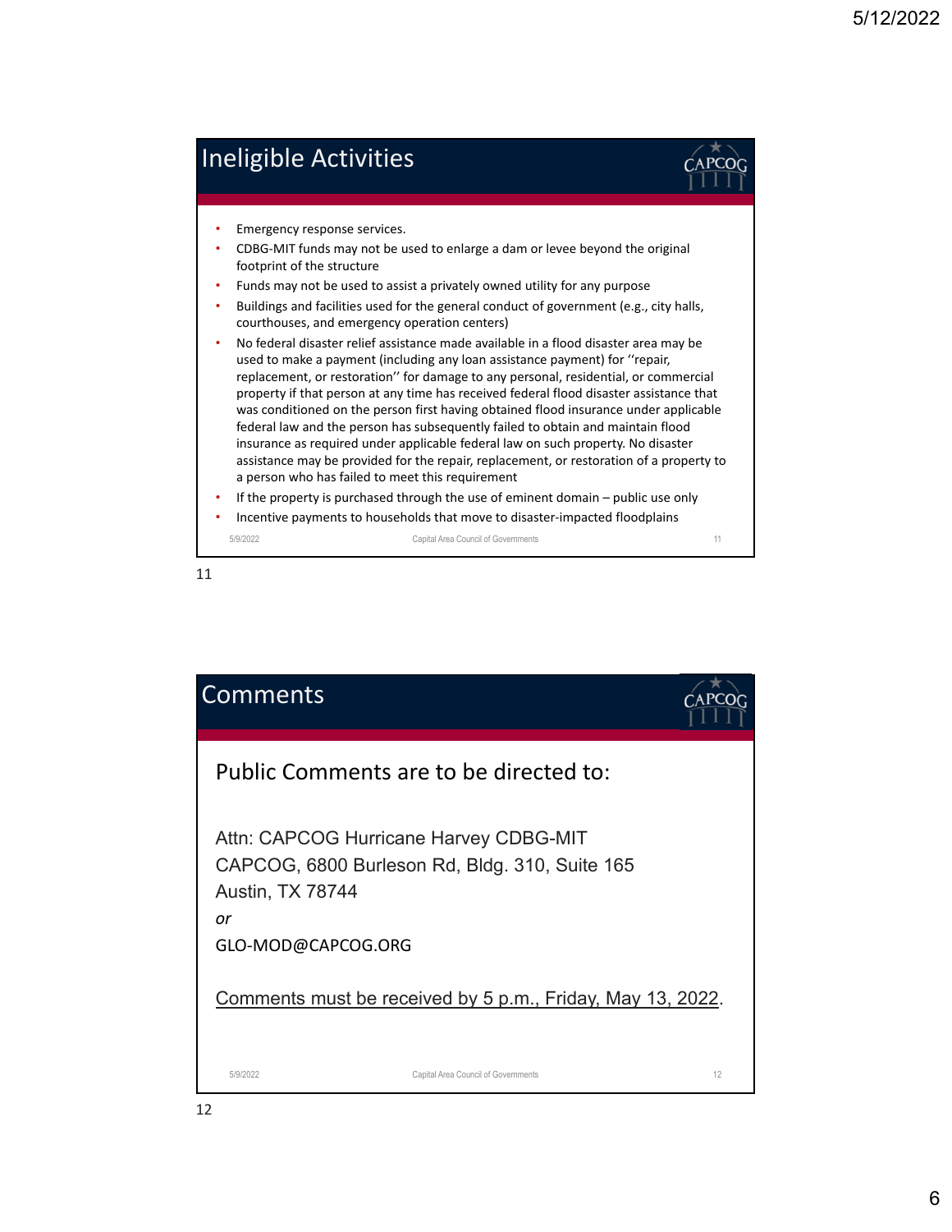## Ineligible Activities

- Emergency response services.
- CDBG-MIT funds may not be used to enlarge a dam or levee beyond the original footprint of the structure
- Funds may not be used to assist a privately owned utility for any purpose
- Buildings and facilities used for the general conduct of government (e.g., city halls, courthouses, and emergency operation centers)
- No federal disaster relief assistance made available in a flood disaster area may be used to make a payment (including any loan assistance payment) for ''repair, replacement, or restoration'' for damage to any personal, residential, or commercial property if that person at any time has received federal flood disaster assistance that was conditioned on the person first having obtained flood insurance under applicable federal law and the person has subsequently failed to obtain and maintain flood insurance as required under applicable federal law on such property. No disaster assistance may be provided for the repair, replacement, or restoration of a property to a person who has failed to meet this requirement
- If the property is purchased through the use of eminent domain – public use only
- Incentive payments to households that move to disaster-impacted floodplains

## Comments

Public Comments are to be directed to:

Attn: CAPCOG Hurricane Harvey CDBG-MIT
CAPCOG, 6800 Burleson Rd, Bldg. 310, Suite 165
Austin, TX 78744

*or*

GLO-MOD@CAPCOG.ORG

Comments must be received by 5 p.m., Friday, May 13, 2022.